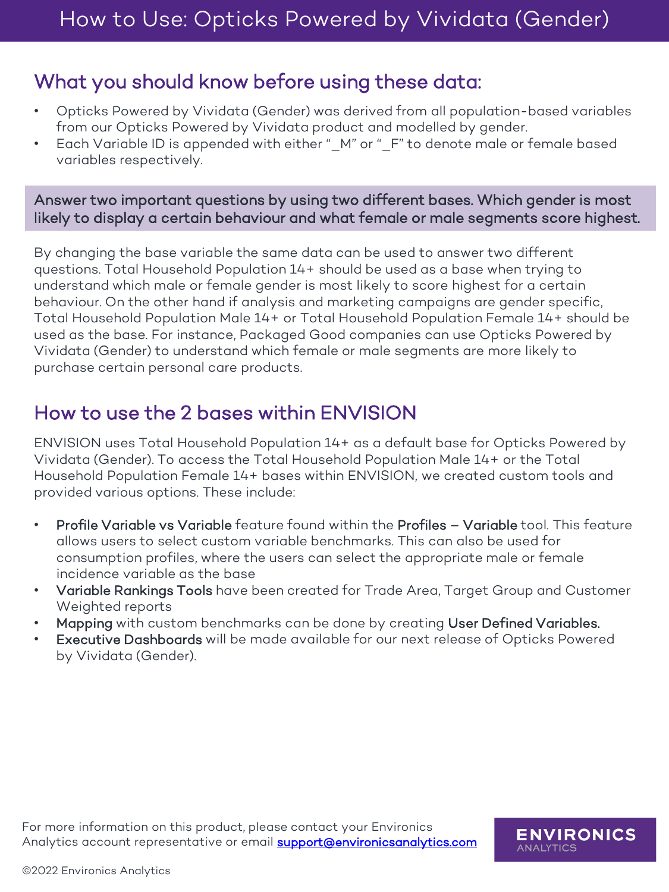# How to Use: Opticks Powered by Vividata (Gender)

## What you should know before using these data:

- Opticks Powered by Vividata (Gender) was derived from all population-based variables from our Opticks Powered by Vividata product and modelled by gender.
- Each Variable ID is appended with either "_M" or "_F" to denote male or female based variables respectively.

**Answer two important questions by using two different bases. Which gender is most likely to display a certain behaviour and what female or male segments score highest.**

By changing the base variable the same data can be used to answer two different questions. Total Household Population 14+ should be used as a base when trying to understand which male or female gender is most likely to score highest for a certain behaviour. On the other hand if analysis and marketing campaigns are gender specific, Total Household Population Male 14+ or Total Household Population Female 14+ should be used as the base. For instance, Packaged Good companies can use Opticks Powered by Vividata (Gender) to understand which female or male segments are more likely to purchase certain personal care products.

## How to use the 2 bases within ENVISION

ENVISION uses Total Household Population 14+ as a default base for Opticks Powered by Vividata (Gender). To access the Total Household Population Male 14+ or the Total Household Population Female 14+ bases within ENVISION, we created custom tools and provided various options. These include:

- **Profile Variable vs Variable** feature found within the **Profiles – Variable** tool. This feature allows users to select custom variable benchmarks. This can also be used for consumption profiles, where the users can select the appropriate male or female incidence variable as the base
- **Variable Rankings Tools** have been created for Trade Area, Target Group and Customer Weighted reports
- **Mapping** with custom benchmarks can be done by creating **User Defined Variables.**
- **Executive Dashboards** will be made available for our next release of Opticks Powered by Vividata (Gender).

For more information on this product, please contact your Environics Analytics account representative or email support@environicsanalytics.com

ENVIRONICS ANALYTICS

©2022 Environics Analytics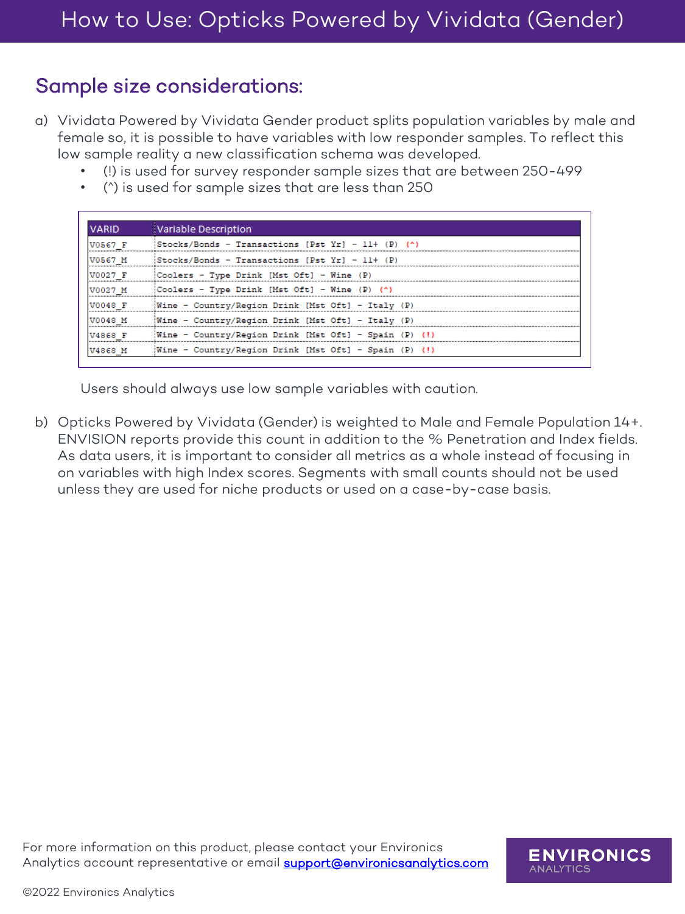# How to Use: Opticks Powered by Vividata (Gender)

## Sample size considerations:

a) Vividata Powered by Vividata Gender product splits population variables by male and female so, it is possible to have variables with low responder samples. To reflect this low sample reality a new classification schema was developed.

- (!) is used for survey responder sample sizes that are between 250-499
- (^) is used for sample sizes that are less than 250

| VARID | Variable Description |
|---|---|
| V0567_F | Stocks/Bonds - Transactions [Pst Yr] - 11+ (P) (^) |
| V0567_M | Stocks/Bonds - Transactions [Pst Yr] - 11+ (P) |
| V0027_F | Coolers - Type Drink [Mst Oft] - Wine (P) |
| V0027_M | Coolers - Type Drink [Mst Oft] - Wine (P) (^) |
| V0048_F | Wine - Country/Region Drink [Mst Oft] - Italy (P) |
| V0048_M | Wine - Country/Region Drink [Mst Oft] - Italy (P) |
| V4868_F | Wine - Country/Region Drink [Mst Oft] - Spain (P) (!) |
| V4868_M | Wine - Country/Region Drink [Mst Oft] - Spain (P) (!) |

Users should always use low sample variables with caution.

b) Opticks Powered by Vividata (Gender) is weighted to Male and Female Population 14+. ENVISION reports provide this count in addition to the % Penetration and Index fields. As data users, it is important to consider all metrics as a whole instead of focusing in on variables with high Index scores. Segments with small counts should not be used unless they are used for niche products or used on a case-by-case basis.

For more information on this product, please contact your Environics Analytics account representative or email support@environicsanalytics.com

ENVIRONICS ANALYTICS

©2022 Environics Analytics